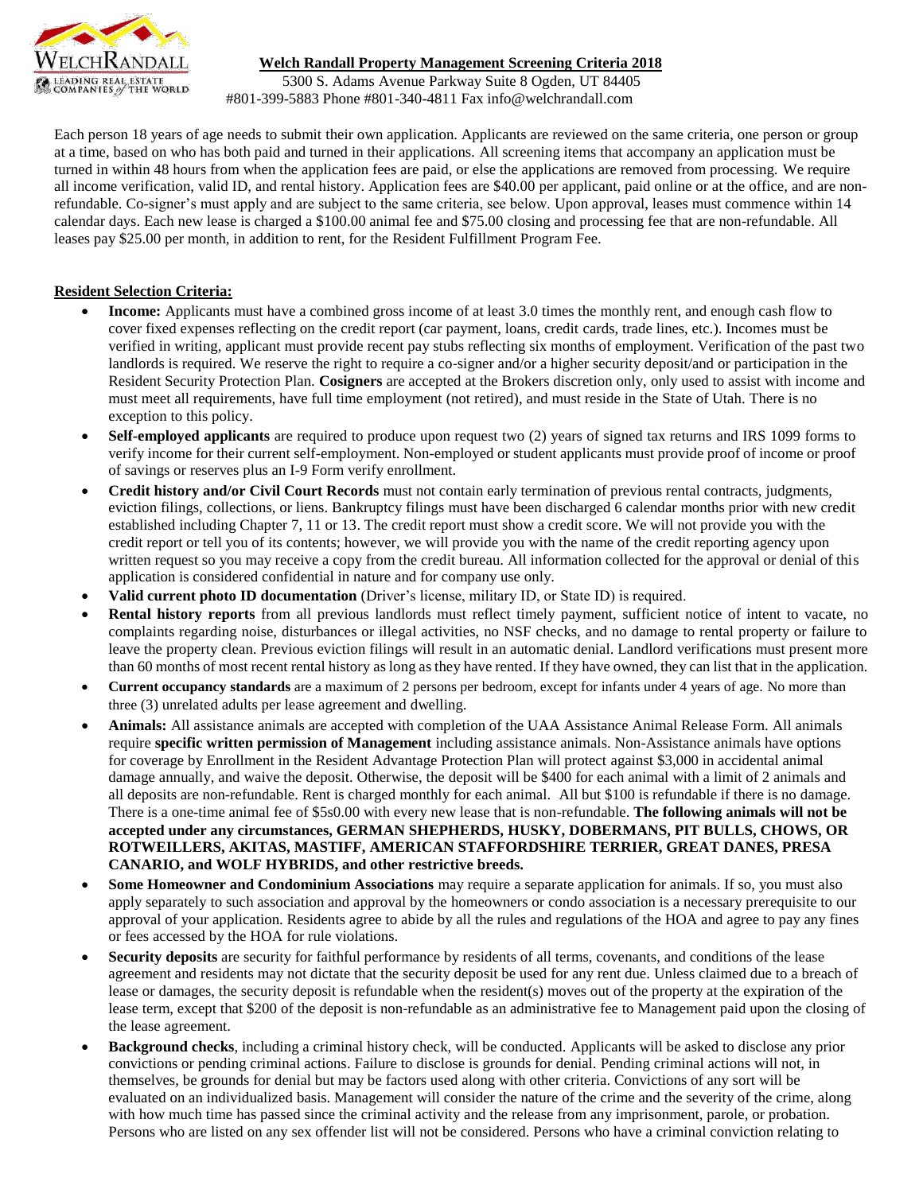**Welch Randall Property Management Screening Criteria 2018**

5300 S. Adams Avenue Parkway Suite 8 Ogden, UT 84405
#801-399-5883 Phone #801-340-4811 Fax info@welchrandall.com

Each person 18 years of age needs to submit their own application. Applicants are reviewed on the same criteria, one person or group at a time, based on who has both paid and turned in their applications. All screening items that accompany an application must be turned in within 48 hours from when the application fees are paid, or else the applications are removed from processing. We require all income verification, valid ID, and rental history. Application fees are $40.00 per applicant, paid online or at the office, and are non-refundable. Co-signer's must apply and are subject to the same criteria, see below. Upon approval, leases must commence within 14 calendar days. Each new lease is charged a $100.00 animal fee and $75.00 closing and processing fee that are non-refundable. All leases pay $25.00 per month, in addition to rent, for the Resident Fulfillment Program Fee.

**Resident Selection Criteria:**

- **Income:** Applicants must have a combined gross income of at least 3.0 times the monthly rent, and enough cash flow to cover fixed expenses reflecting on the credit report (car payment, loans, credit cards, trade lines, etc.). Incomes must be verified in writing, applicant must provide recent pay stubs reflecting six months of employment. Verification of the past two landlords is required. We reserve the right to require a co-signer and/or a higher security deposit/and or participation in the Resident Security Protection Plan. **Cosigners** are accepted at the Brokers discretion only, only used to assist with income and must meet all requirements, have full time employment (not retired), and must reside in the State of Utah. There is no exception to this policy.
- **Self-employed applicants** are required to produce upon request two (2) years of signed tax returns and IRS 1099 forms to verify income for their current self-employment. Non-employed or student applicants must provide proof of income or proof of savings or reserves plus an I-9 Form verify enrollment.
- **Credit history and/or Civil Court Records** must not contain early termination of previous rental contracts, judgments, eviction filings, collections, or liens. Bankruptcy filings must have been discharged 6 calendar months prior with new credit established including Chapter 7, 11 or 13. The credit report must show a credit score. We will not provide you with the credit report or tell you of its contents; however, we will provide you with the name of the credit reporting agency upon written request so you may receive a copy from the credit bureau. All information collected for the approval or denial of this application is considered confidential in nature and for company use only.
- **Valid current photo ID documentation** (Driver's license, military ID, or State ID) is required.
- **Rental history reports** from all previous landlords must reflect timely payment, sufficient notice of intent to vacate, no complaints regarding noise, disturbances or illegal activities, no NSF checks, and no damage to rental property or failure to leave the property clean. Previous eviction filings will result in an automatic denial. Landlord verifications must present more than 60 months of most recent rental history as long as they have rented. If they have owned, they can list that in the application.
- **Current occupancy standards** are a maximum of 2 persons per bedroom, except for infants under 4 years of age. No more than three (3) unrelated adults per lease agreement and dwelling.
- **Animals:** All assistance animals are accepted with completion of the UAA Assistance Animal Release Form. All animals require **specific written permission of Management** including assistance animals. Non-Assistance animals have options for coverage by Enrollment in the Resident Advantage Protection Plan will protect against $3,000 in accidental animal damage annually, and waive the deposit. Otherwise, the deposit will be $400 for each animal with a limit of 2 animals and all deposits are non-refundable. Rent is charged monthly for each animal. All but $100 is refundable if there is no damage. There is a one-time animal fee of $5s0.00 with every new lease that is non-refundable. **The following animals will not be accepted under any circumstances, GERMAN SHEPHERDS, HUSKY, DOBERMANS, PIT BULLS, CHOWS, OR ROTWEILLERS, AKITAS, MASTIFF, AMERICAN STAFFORDSHIRE TERRIER, GREAT DANES, PRESA CANARIO, and WOLF HYBRIDS, and other restrictive breeds.**
- **Some Homeowner and Condominium Associations** may require a separate application for animals. If so, you must also apply separately to such association and approval by the homeowners or condo association is a necessary prerequisite to our approval of your application. Residents agree to abide by all the rules and regulations of the HOA and agree to pay any fines or fees accessed by the HOA for rule violations.
- **Security deposits** are security for faithful performance by residents of all terms, covenants, and conditions of the lease agreement and residents may not dictate that the security deposit be used for any rent due. Unless claimed due to a breach of lease or damages, the security deposit is refundable when the resident(s) moves out of the property at the expiration of the lease term, except that $200 of the deposit is non-refundable as an administrative fee to Management paid upon the closing of the lease agreement.
- **Background checks**, including a criminal history check, will be conducted. Applicants will be asked to disclose any prior convictions or pending criminal actions. Failure to disclose is grounds for denial. Pending criminal actions will not, in themselves, be grounds for denial but may be factors used along with other criteria. Convictions of any sort will be evaluated on an individualized basis. Management will consider the nature of the crime and the severity of the crime, along with how much time has passed since the criminal activity and the release from any imprisonment, parole, or probation. Persons who are listed on any sex offender list will not be considered. Persons who have a criminal conviction relating to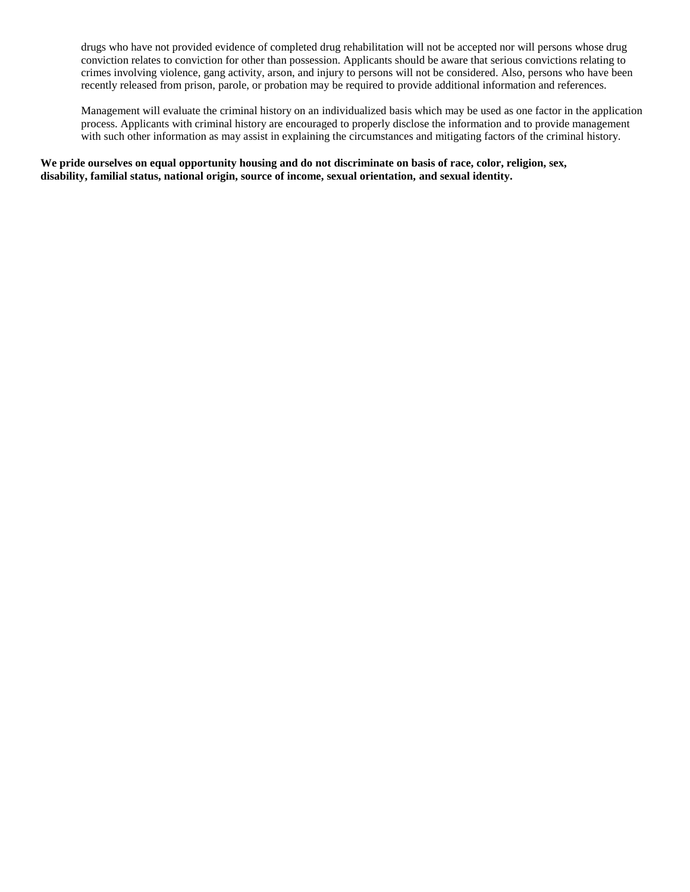drugs who have not provided evidence of completed drug rehabilitation will not be accepted nor will persons whose drug conviction relates to conviction for other than possession. Applicants should be aware that serious convictions relating to crimes involving violence, gang activity, arson, and injury to persons will not be considered. Also, persons who have been recently released from prison, parole, or probation may be required to provide additional information and references.

Management will evaluate the criminal history on an individualized basis which may be used as one factor in the application process. Applicants with criminal history are encouraged to properly disclose the information and to provide management with such other information as may assist in explaining the circumstances and mitigating factors of the criminal history.

**We pride ourselves on equal opportunity housing and do not discriminate on basis of race, color, religion, sex, disability, familial status, national origin, source of income, sexual orientation, and sexual identity.**